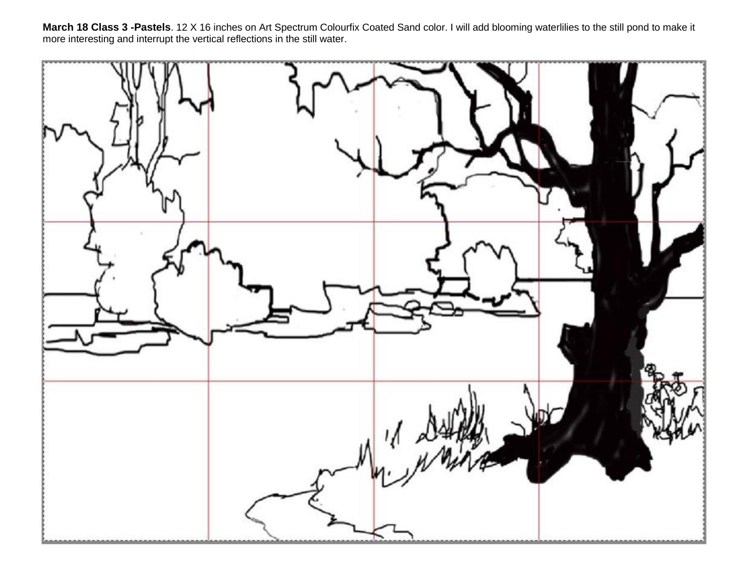**March 18 Class 3 -Pastels**. 12 X 16 inches on Art Spectrum Colourfix Coated Sand color. I will add blooming waterlilies to the still pond to make it more interesting and interrupt the vertical reflections in the still water.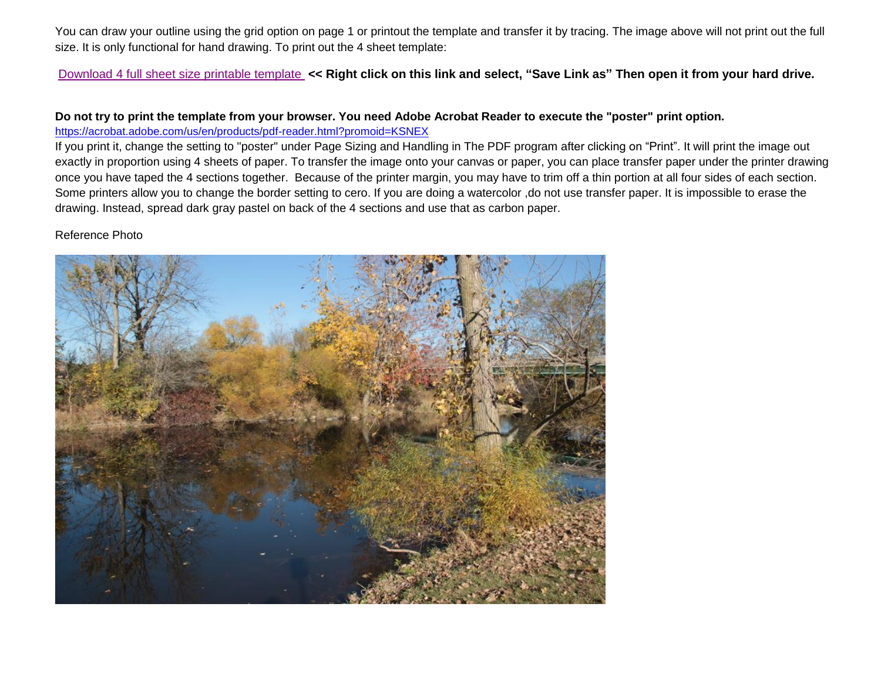You can draw your outline using the grid option on page 1 or printout the template and transfer it by tracing. The image above will not print out the full size. It is only functional for hand drawing. To print out the 4 sheet template:

Download 4 full sheet size printable template **<< Right click on this link and select, "Save Link as" Then open it from your hard drive.**

**Do not try to print the template from your browser. You need Adobe Acrobat Reader to execute the "poster" print option.**
https://acrobat.adobe.com/us/en/products/pdf-reader.html?promoid=KSNEX
If you print it, change the setting to "poster" under Page Sizing and Handling in The PDF program after clicking on "Print". It will print the image out exactly in proportion using 4 sheets of paper. To transfer the image onto your canvas or paper, you can place transfer paper under the printer drawing once you have taped the 4 sections together. Because of the printer margin, you may have to trim off a thin portion at all four sides of each section. Some printers allow you to change the border setting to cero. If you are doing a watercolor ,do not use transfer paper. It is impossible to erase the drawing. Instead, spread dark gray pastel on back of the 4 sections and use that as carbon paper.

Reference Photo